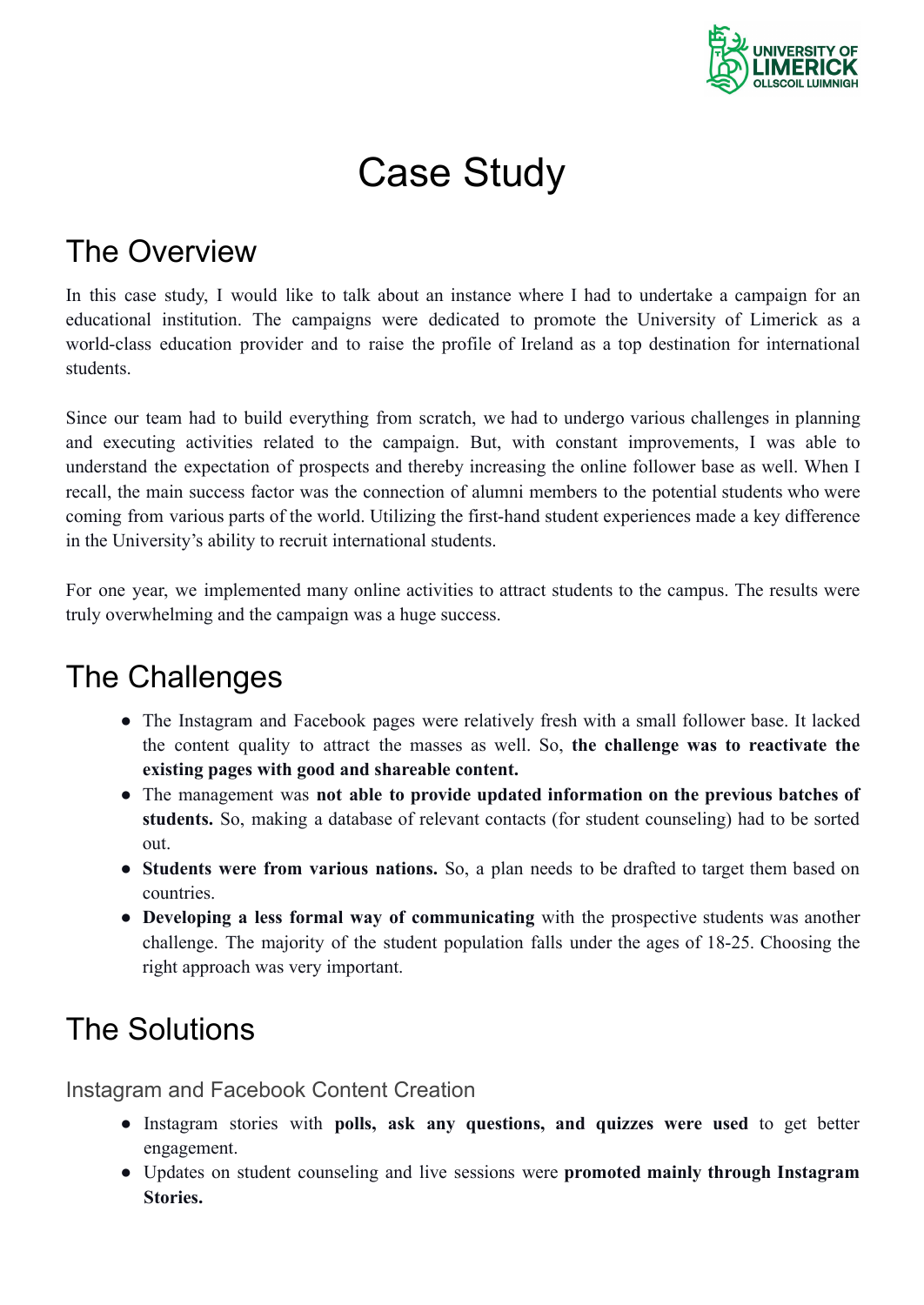# Case Study

## The Overview

In this case study, I would like to talk about an instance where I had to undertake a campaign for an educational institution. The campaigns were dedicated to promote the University of Limerick as a world-class education provider and to raise the profile of Ireland as a top destination for international students.

Since our team had to build everything from scratch, we had to undergo various challenges in planning and executing activities related to the campaign. But, with constant improvements, I was able to understand the expectation of prospects and thereby increasing the online follower base as well. When I recall, the main success factor was the connection of alumni members to the potential students who were coming from various parts of the world. Utilizing the first-hand student experiences made a key difference in the University's ability to recruit international students.

For one year, we implemented many online activities to attract students to the campus. The results were truly overwhelming and the campaign was a huge success.

## The Challenges

- The Instagram and Facebook pages were relatively fresh with a small follower base. It lacked the content quality to attract the masses as well. So, **the challenge was to reactivate the existing pages with good and shareable content.**
- The management was **not able to provide updated information on the previous batches of students.** So, making a database of relevant contacts (for student counseling) had to be sorted out.
- **Students were from various nations.** So, a plan needs to be drafted to target them based on countries.
- **Developing a less formal way of communicating** with the prospective students was another challenge. The majority of the student population falls under the ages of 18-25. Choosing the right approach was very important.

## The Solutions

### Instagram and Facebook Content Creation

- Instagram stories with **polls, ask any questions, and quizzes were used** to get better engagement.
- Updates on student counseling and live sessions were **promoted mainly through Instagram Stories.**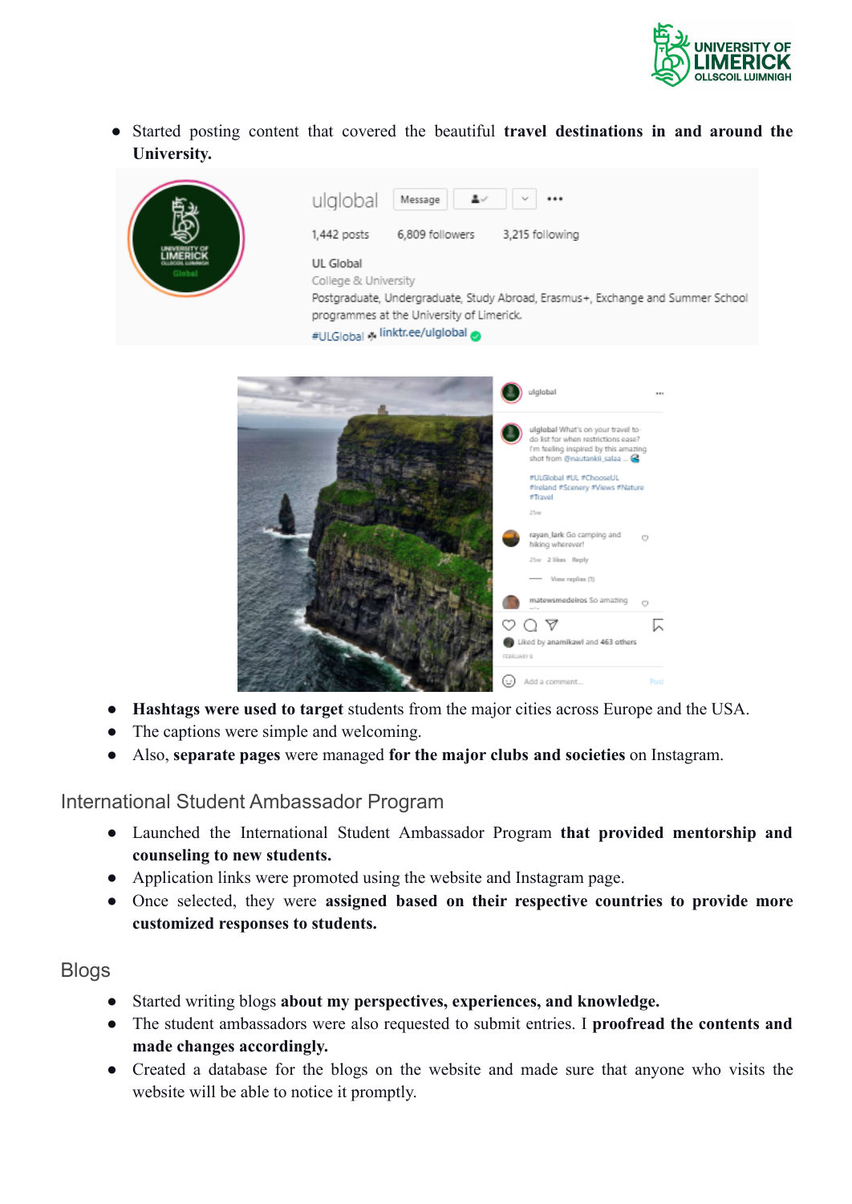- Started posting content that covered the beautiful **travel destinations in and around the University.**

- **Hashtags were used to target** students from the major cities across Europe and the USA.
- The captions were simple and welcoming.
- Also, **separate pages** were managed **for the major clubs and societies** on Instagram.

## International Student Ambassador Program

- Launched the International Student Ambassador Program **that provided mentorship and counseling to new students.**
- Application links were promoted using the website and Instagram page.
- Once selected, they were **assigned based on their respective countries to provide more customized responses to students.**

## Blogs

- Started writing blogs **about my perspectives, experiences, and knowledge.**
- The student ambassadors were also requested to submit entries. I **proofread the contents and made changes accordingly.**
- Created a database for the blogs on the website and made sure that anyone who visits the website will be able to notice it promptly.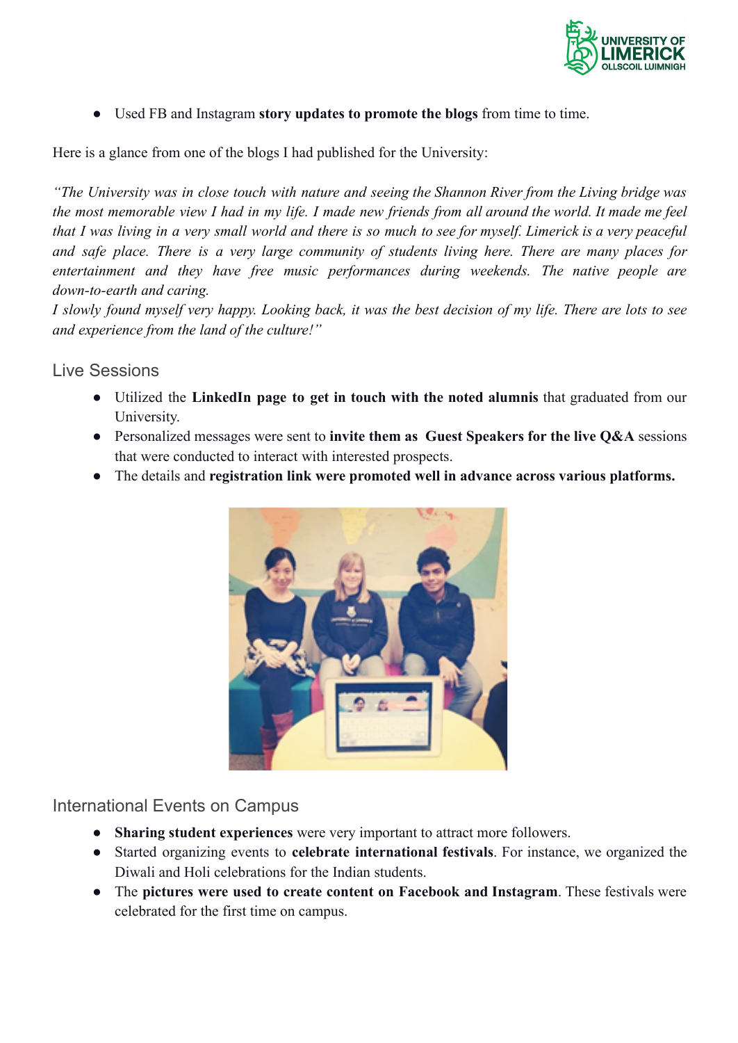- Used FB and Instagram **story updates to promote the blogs** from time to time.

Here is a glance from one of the blogs I had published for the University:

*"The University was in close touch with nature and seeing the Shannon River from the Living bridge was the most memorable view I had in my life. I made new friends from all around the world. It made me feel that I was living in a very small world and there is so much to see for myself. Limerick is a very peaceful and safe place. There is a very large community of students living here. There are many places for entertainment and they have free music performances during weekends. The native people are down-to-earth and caring.*
*I slowly found myself very happy. Looking back, it was the best decision of my life. There are lots to see and experience from the land of the culture!"*

## Live Sessions

- Utilized the **LinkedIn page to get in touch with the noted alumnis** that graduated from our University.
- Personalized messages were sent to **invite them as Guest Speakers for the live Q&A** sessions that were conducted to interact with interested prospects.
- The details and **registration link were promoted well in advance across various platforms.**

## International Events on Campus

- **Sharing student experiences** were very important to attract more followers.
- Started organizing events to **celebrate international festivals**. For instance, we organized the Diwali and Holi celebrations for the Indian students.
- The **pictures were used to create content on Facebook and Instagram**. These festivals were celebrated for the first time on campus.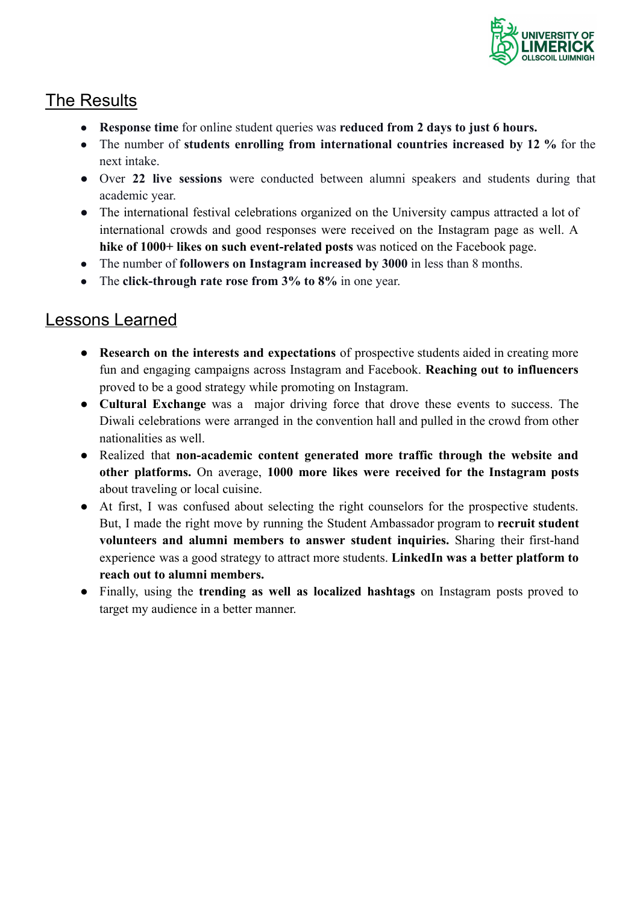## The Results

- **Response time** for online student queries was **reduced from 2 days to just 6 hours.**
- The number of **students enrolling from international countries increased by 12 %** for the next intake.
- Over **22 live sessions** were conducted between alumni speakers and students during that academic year.
- The international festival celebrations organized on the University campus attracted a lot of international crowds and good responses were received on the Instagram page as well. A **hike of 1000+ likes on such event-related posts** was noticed on the Facebook page.
- The number of **followers on Instagram increased by 3000** in less than 8 months.
- The **click-through rate rose from 3% to 8%** in one year.

## Lessons Learned

- **Research on the interests and expectations** of prospective students aided in creating more fun and engaging campaigns across Instagram and Facebook. **Reaching out to influencers** proved to be a good strategy while promoting on Instagram.
- **Cultural Exchange** was a major driving force that drove these events to success. The Diwali celebrations were arranged in the convention hall and pulled in the crowd from other nationalities as well.
- Realized that **non-academic content generated more traffic through the website and other platforms.** On average, **1000 more likes were received for the Instagram posts** about traveling or local cuisine.
- At first, I was confused about selecting the right counselors for the prospective students. But, I made the right move by running the Student Ambassador program to **recruit student volunteers and alumni members to answer student inquiries.** Sharing their first-hand experience was a good strategy to attract more students. **LinkedIn was a better platform to reach out to alumni members.**
- Finally, using the **trending as well as localized hashtags** on Instagram posts proved to target my audience in a better manner.